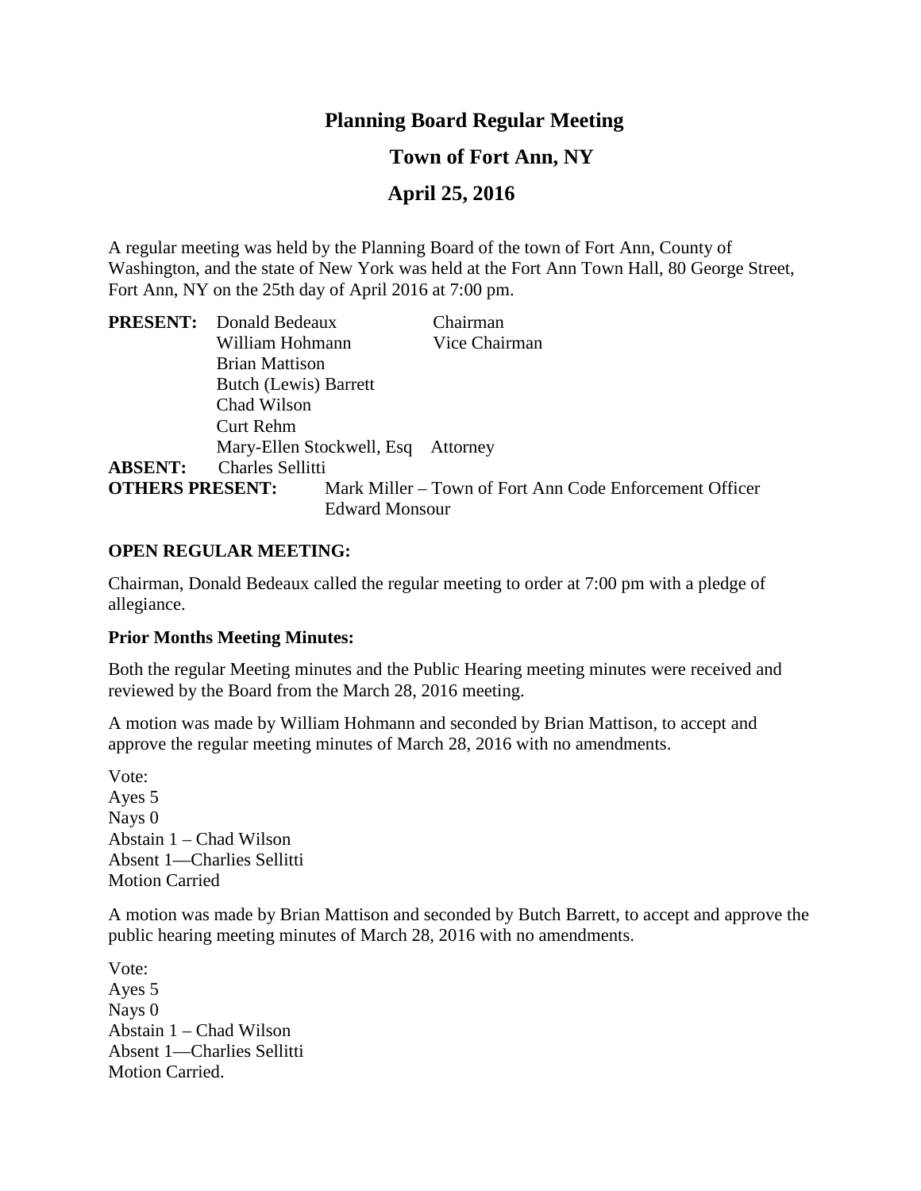# Planning Board Regular Meeting

## Town of Fort Ann, NY

## April 25, 2016

A regular meeting was held by the Planning Board of the town of Fort Ann, County of Washington, and the state of New York was held at the Fort Ann Town Hall, 80 George Street, Fort Ann, NY on the 25th day of April 2016 at 7:00 pm.

| | | |
|---|---|---|
| **PRESENT:** | Donald Bedeaux | Chairman |
| | William Hohmann | Vice Chairman |
| | Brian Mattison | |
| | Butch (Lewis) Barrett | |
| | Chad Wilson | |
| | Curt Rehm | |
| | Mary-Ellen Stockwell, Esq | Attorney |
| **ABSENT:** | Charles Sellitti | |

**OTHERS PRESENT:** Mark Miller – Town of Fort Ann Code Enforcement Officer
Edward Monsour

**OPEN REGULAR MEETING:**

Chairman, Donald Bedeaux called the regular meeting to order at 7:00 pm with a pledge of allegiance.

**Prior Months Meeting Minutes:**

Both the regular Meeting minutes and the Public Hearing meeting minutes were received and reviewed by the Board from the March 28, 2016 meeting.

A motion was made by William Hohmann and seconded by Brian Mattison, to accept and approve the regular meeting minutes of March 28, 2016 with no amendments.

Vote:
Ayes 5
Nays 0
Abstain 1 – Chad Wilson
Absent 1—Charlies Sellitti
Motion Carried

A motion was made by Brian Mattison and seconded by Butch Barrett, to accept and approve the public hearing meeting minutes of March 28, 2016 with no amendments.

Vote:
Ayes 5
Nays 0
Abstain 1 – Chad Wilson
Absent 1—Charlies Sellitti
Motion Carried.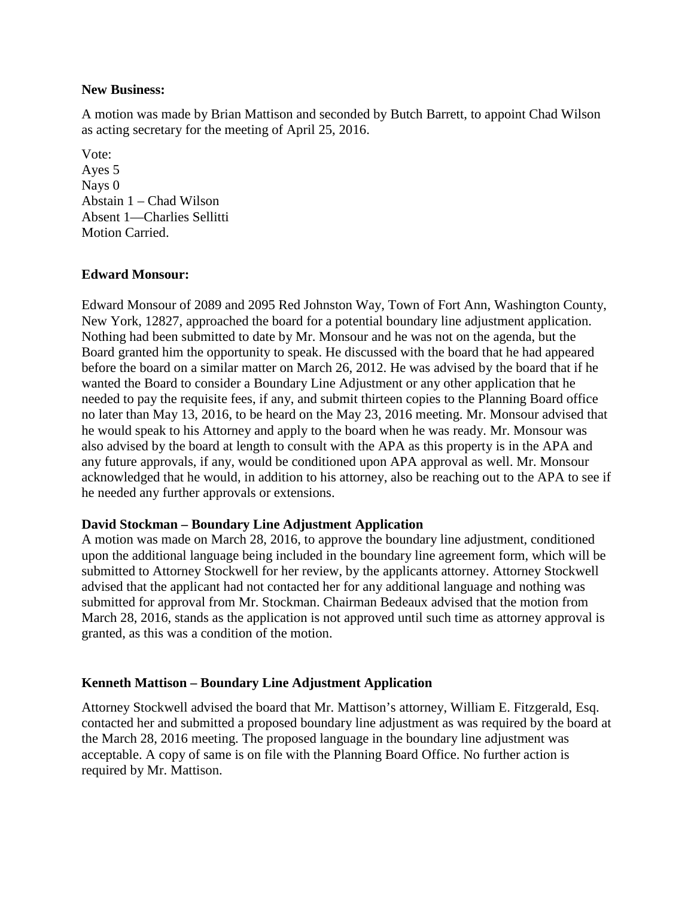**New Business:**

A motion was made by Brian Mattison and seconded by Butch Barrett, to appoint Chad Wilson as acting secretary for the meeting of April 25, 2016.

Vote:
Ayes 5
Nays 0
Abstain 1 – Chad Wilson
Absent 1—Charlies Sellitti
Motion Carried.

**Edward Monsour:**

Edward Monsour of 2089 and 2095 Red Johnston Way, Town of Fort Ann, Washington County, New York, 12827, approached the board for a potential boundary line adjustment application. Nothing had been submitted to date by Mr. Monsour and he was not on the agenda, but the Board granted him the opportunity to speak. He discussed with the board that he had appeared before the board on a similar matter on March 26, 2012. He was advised by the board that if he wanted the Board to consider a Boundary Line Adjustment or any other application that he needed to pay the requisite fees, if any, and submit thirteen copies to the Planning Board office no later than May 13, 2016, to be heard on the May 23, 2016 meeting. Mr. Monsour advised that he would speak to his Attorney and apply to the board when he was ready. Mr. Monsour was also advised by the board at length to consult with the APA as this property is in the APA and any future approvals, if any, would be conditioned upon APA approval as well. Mr. Monsour acknowledged that he would, in addition to his attorney, also be reaching out to the APA to see if he needed any further approvals or extensions.

**David Stockman – Boundary Line Adjustment Application**

A motion was made on March 28, 2016, to approve the boundary line adjustment, conditioned upon the additional language being included in the boundary line agreement form, which will be submitted to Attorney Stockwell for her review, by the applicants attorney. Attorney Stockwell advised that the applicant had not contacted her for any additional language and nothing was submitted for approval from Mr. Stockman. Chairman Bedeaux advised that the motion from March 28, 2016, stands as the application is not approved until such time as attorney approval is granted, as this was a condition of the motion.

**Kenneth Mattison – Boundary Line Adjustment Application**

Attorney Stockwell advised the board that Mr. Mattison's attorney, William E. Fitzgerald, Esq. contacted her and submitted a proposed boundary line adjustment as was required by the board at the March 28, 2016 meeting. The proposed language in the boundary line adjustment was acceptable. A copy of same is on file with the Planning Board Office. No further action is required by Mr. Mattison.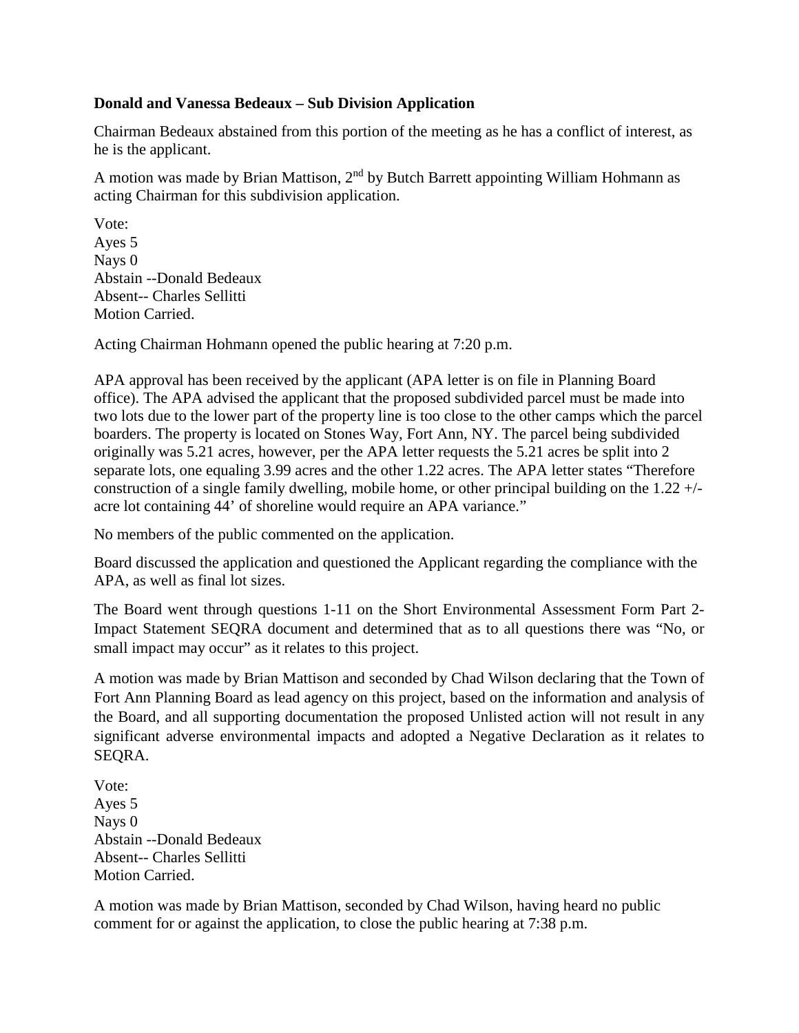**Donald and Vanessa Bedeaux – Sub Division Application**

Chairman Bedeaux abstained from this portion of the meeting as he has a conflict of interest, as he is the applicant.

A motion was made by Brian Mattison, 2nd by Butch Barrett appointing William Hohmann as acting Chairman for this subdivision application.

Vote:
Ayes 5
Nays 0
Abstain --Donald Bedeaux
Absent-- Charles Sellitti
Motion Carried.

Acting Chairman Hohmann opened the public hearing at 7:20 p.m.

APA approval has been received by the applicant (APA letter is on file in Planning Board office). The APA advised the applicant that the proposed subdivided parcel must be made into two lots due to the lower part of the property line is too close to the other camps which the parcel boarders. The property is located on Stones Way, Fort Ann, NY. The parcel being subdivided originally was 5.21 acres, however, per the APA letter requests the 5.21 acres be split into 2 separate lots, one equaling 3.99 acres and the other 1.22 acres. The APA letter states "Therefore construction of a single family dwelling, mobile home, or other principal building on the 1.22 +/- acre lot containing 44' of shoreline would require an APA variance."

No members of the public commented on the application.

Board discussed the application and questioned the Applicant regarding the compliance with the APA, as well as final lot sizes.

The Board went through questions 1-11 on the Short Environmental Assessment Form Part 2- Impact Statement SEQRA document and determined that as to all questions there was "No, or small impact may occur" as it relates to this project.

A motion was made by Brian Mattison and seconded by Chad Wilson declaring that the Town of Fort Ann Planning Board as lead agency on this project, based on the information and analysis of the Board, and all supporting documentation the proposed Unlisted action will not result in any significant adverse environmental impacts and adopted a Negative Declaration as it relates to SEQRA.

Vote:
Ayes 5
Nays 0
Abstain --Donald Bedeaux
Absent-- Charles Sellitti
Motion Carried.

A motion was made by Brian Mattison, seconded by Chad Wilson, having heard no public comment for or against the application, to close the public hearing at 7:38 p.m.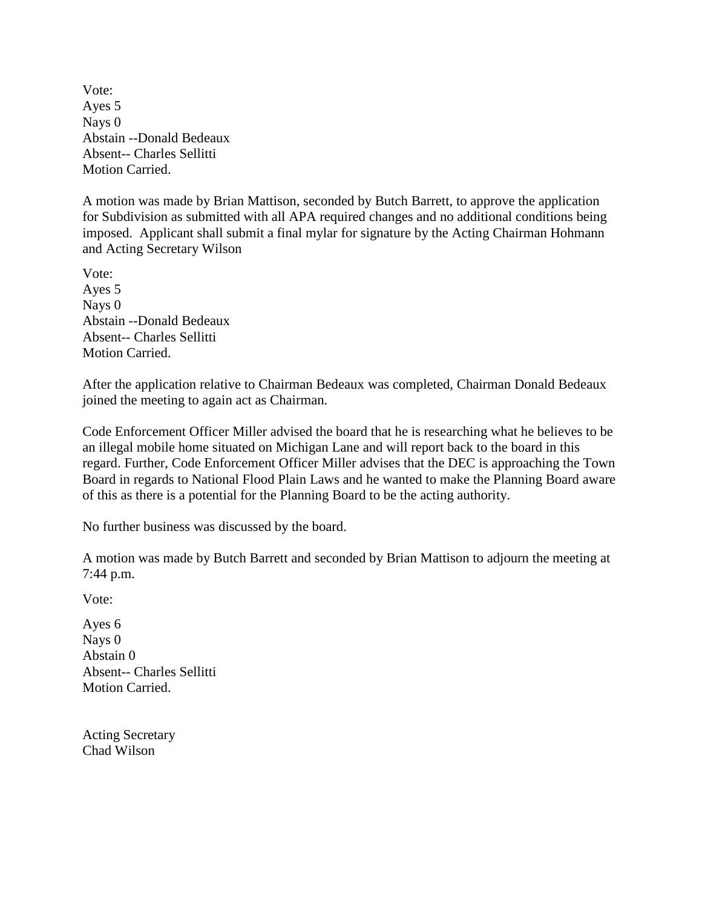Vote:  
Ayes 5  
Nays 0  
Abstain --Donald Bedeaux  
Absent-- Charles Sellitti  
Motion Carried.

A motion was made by Brian Mattison, seconded by Butch Barrett, to approve the application for Subdivision as submitted with all APA required changes and no additional conditions being imposed. Applicant shall submit a final mylar for signature by the Acting Chairman Hohmann and Acting Secretary Wilson

Vote:  
Ayes 5  
Nays 0  
Abstain --Donald Bedeaux  
Absent-- Charles Sellitti  
Motion Carried.

After the application relative to Chairman Bedeaux was completed, Chairman Donald Bedeaux joined the meeting to again act as Chairman.

Code Enforcement Officer Miller advised the board that he is researching what he believes to be an illegal mobile home situated on Michigan Lane and will report back to the board in this regard. Further, Code Enforcement Officer Miller advises that the DEC is approaching the Town Board in regards to National Flood Plain Laws and he wanted to make the Planning Board aware of this as there is a potential for the Planning Board to be the acting authority.

No further business was discussed by the board.

A motion was made by Butch Barrett and seconded by Brian Mattison to adjourn the meeting at 7:44 p.m.

Vote:

Ayes 6  
Nays 0  
Abstain 0  
Absent-- Charles Sellitti  
Motion Carried.

Acting Secretary  
Chad Wilson